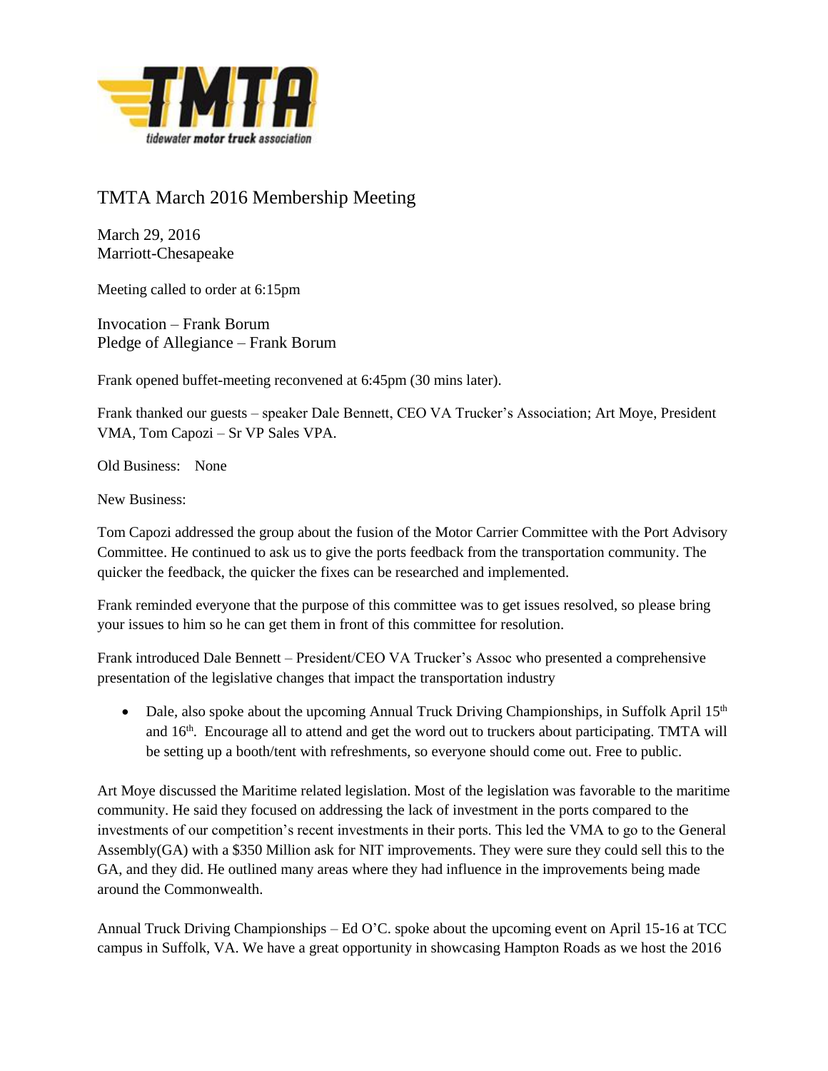# TMTA March 2016 Membership Meeting

March 29, 2016
Marriott-Chesapeake

Meeting called to order at 6:15pm

Invocation – Frank Borum
Pledge of Allegiance – Frank Borum

Frank opened buffet-meeting reconvened at 6:45pm (30 mins later).

Frank thanked our guests – speaker Dale Bennett, CEO VA Trucker's Association; Art Moye, President VMA, Tom Capozi – Sr VP Sales VPA.

Old Business: None

New Business:

Tom Capozi addressed the group about the fusion of the Motor Carrier Committee with the Port Advisory Committee. He continued to ask us to give the ports feedback from the transportation community. The quicker the feedback, the quicker the fixes can be researched and implemented.

Frank reminded everyone that the purpose of this committee was to get issues resolved, so please bring your issues to him so he can get them in front of this committee for resolution.

Frank introduced Dale Bennett – President/CEO VA Trucker's Assoc who presented a comprehensive presentation of the legislative changes that impact the transportation industry

- Dale, also spoke about the upcoming Annual Truck Driving Championships, in Suffolk April 15th and 16th. Encourage all to attend and get the word out to truckers about participating. TMTA will be setting up a booth/tent with refreshments, so everyone should come out. Free to public.

Art Moye discussed the Maritime related legislation. Most of the legislation was favorable to the maritime community. He said they focused on addressing the lack of investment in the ports compared to the investments of our competition's recent investments in their ports. This led the VMA to go to the General Assembly(GA) with a $350 Million ask for NIT improvements. They were sure they could sell this to the GA, and they did. He outlined many areas where they had influence in the improvements being made around the Commonwealth.

Annual Truck Driving Championships – Ed O'C. spoke about the upcoming event on April 15-16 at TCC campus in Suffolk, VA. We have a great opportunity in showcasing Hampton Roads as we host the 2016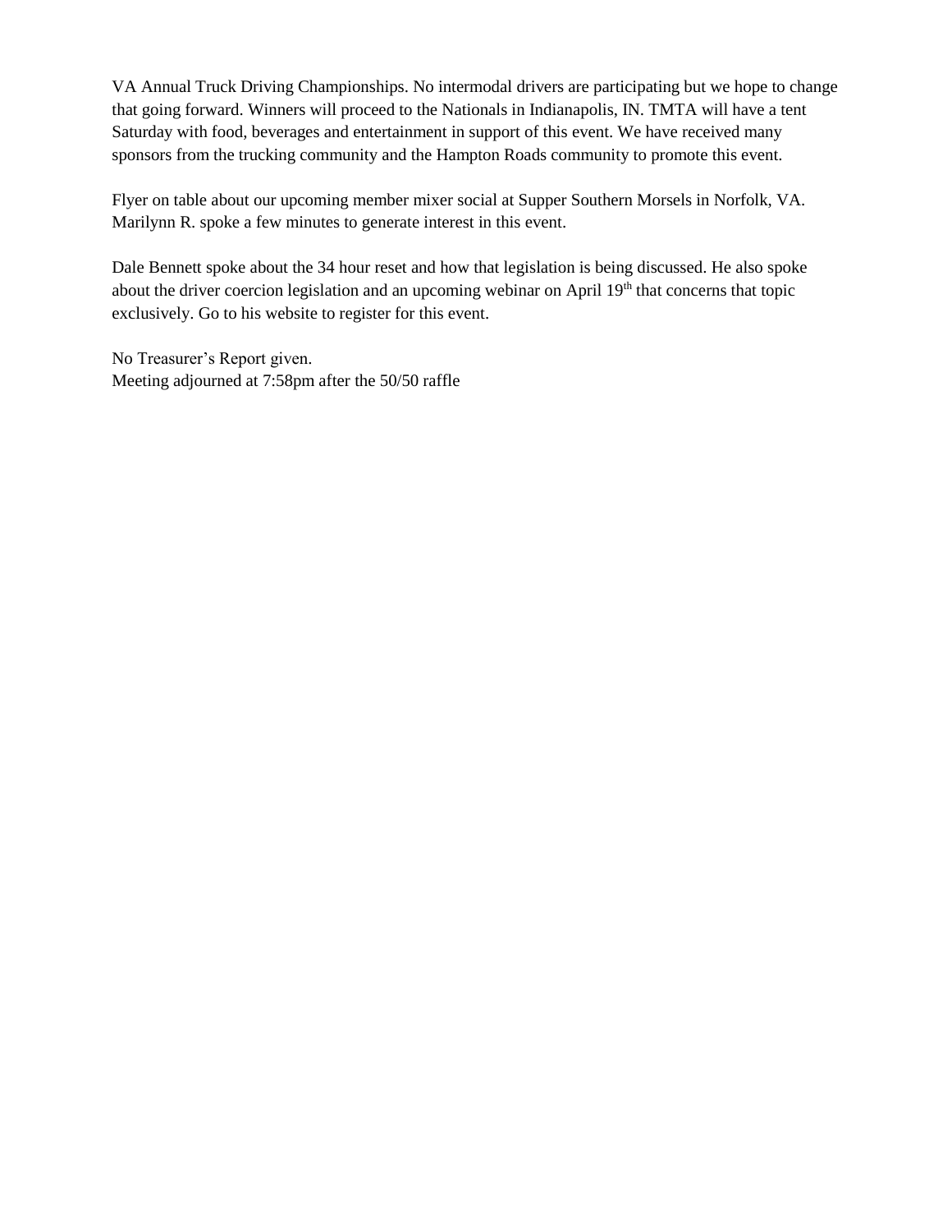VA Annual Truck Driving Championships. No intermodal drivers are participating but we hope to change that going forward. Winners will proceed to the Nationals in Indianapolis, IN. TMTA will have a tent Saturday with food, beverages and entertainment in support of this event. We have received many sponsors from the trucking community and the Hampton Roads community to promote this event.

Flyer on table about our upcoming member mixer social at Supper Southern Morsels in Norfolk, VA. Marilynn R. spoke a few minutes to generate interest in this event.

Dale Bennett spoke about the 34 hour reset and how that legislation is being discussed. He also spoke about the driver coercion legislation and an upcoming webinar on April 19th that concerns that topic exclusively. Go to his website to register for this event.

No Treasurer's Report given.
Meeting adjourned at 7:58pm after the 50/50 raffle